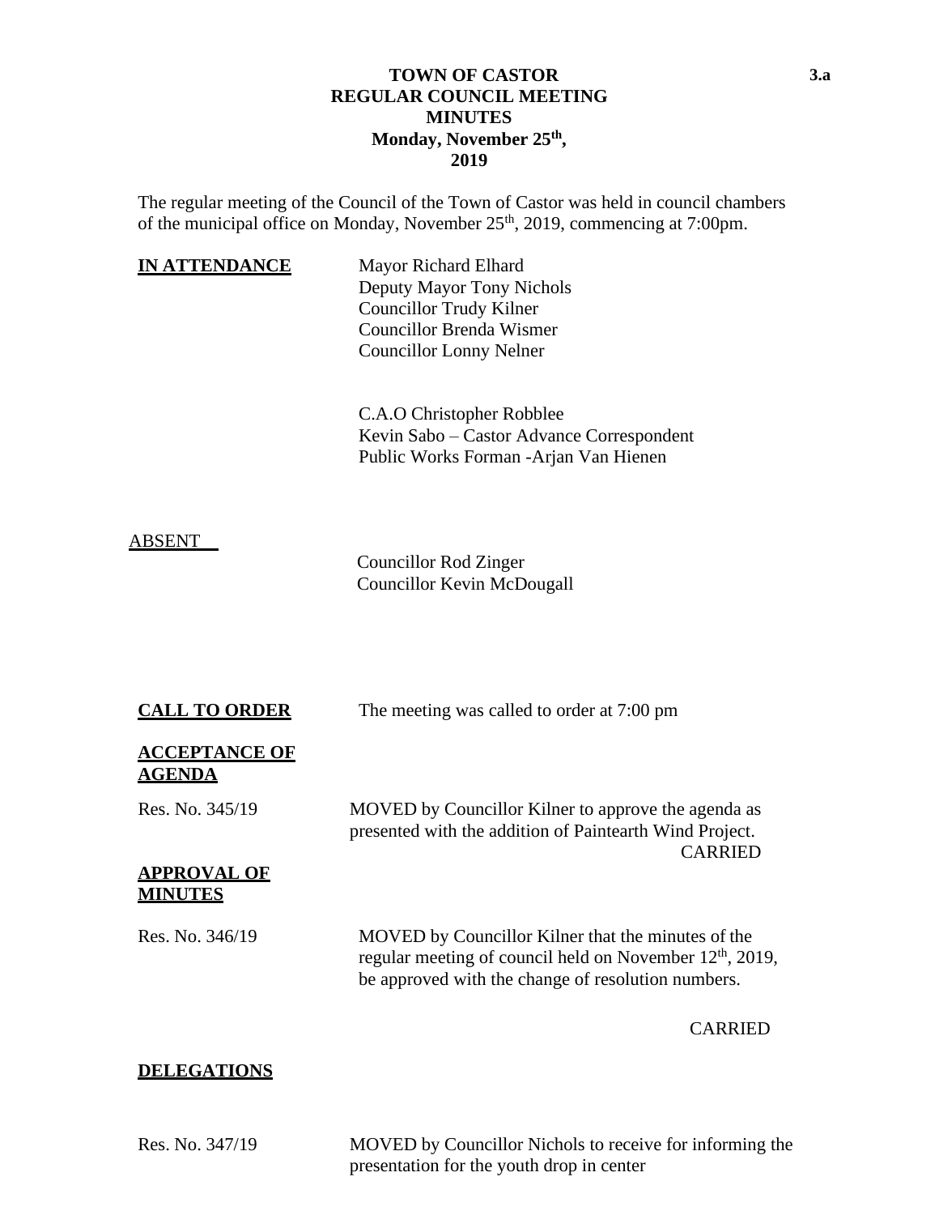**TOWN OF CASTOR**
**REGULAR COUNCIL MEETING**
**MINUTES**
**Monday, November 25th, 2019**

The regular meeting of the Council of the Town of Castor was held in council chambers of the municipal office on Monday, November 25th, 2019, commencing at 7:00pm.

**IN ATTENDANCE**

Mayor Richard Elhard
Deputy Mayor Tony Nichols
Councillor Trudy Kilner
Councillor Brenda Wismer
Councillor Lonny Nelner

C.A.O Christopher Robblee
Kevin Sabo – Castor Advance Correspondent
Public Works Forman -Arjan Van Hienen

ABSENT

Councillor Rod Zinger
Councillor Kevin McDougall

**CALL TO ORDER**

The meeting was called to order at 7:00 pm

**ACCEPTANCE OF AGENDA**

Res. No. 345/19 MOVED by Councillor Kilner to approve the agenda as presented with the addition of Paintearth Wind Project.

CARRIED

**APPROVAL OF MINUTES**

Res. No. 346/19 MOVED by Councillor Kilner that the minutes of the regular meeting of council held on November 12th, 2019, be approved with the change of resolution numbers.

CARRIED

**DELEGATIONS**

Res. No. 347/19 MOVED by Councillor Nichols to receive for informing the presentation for the youth drop in center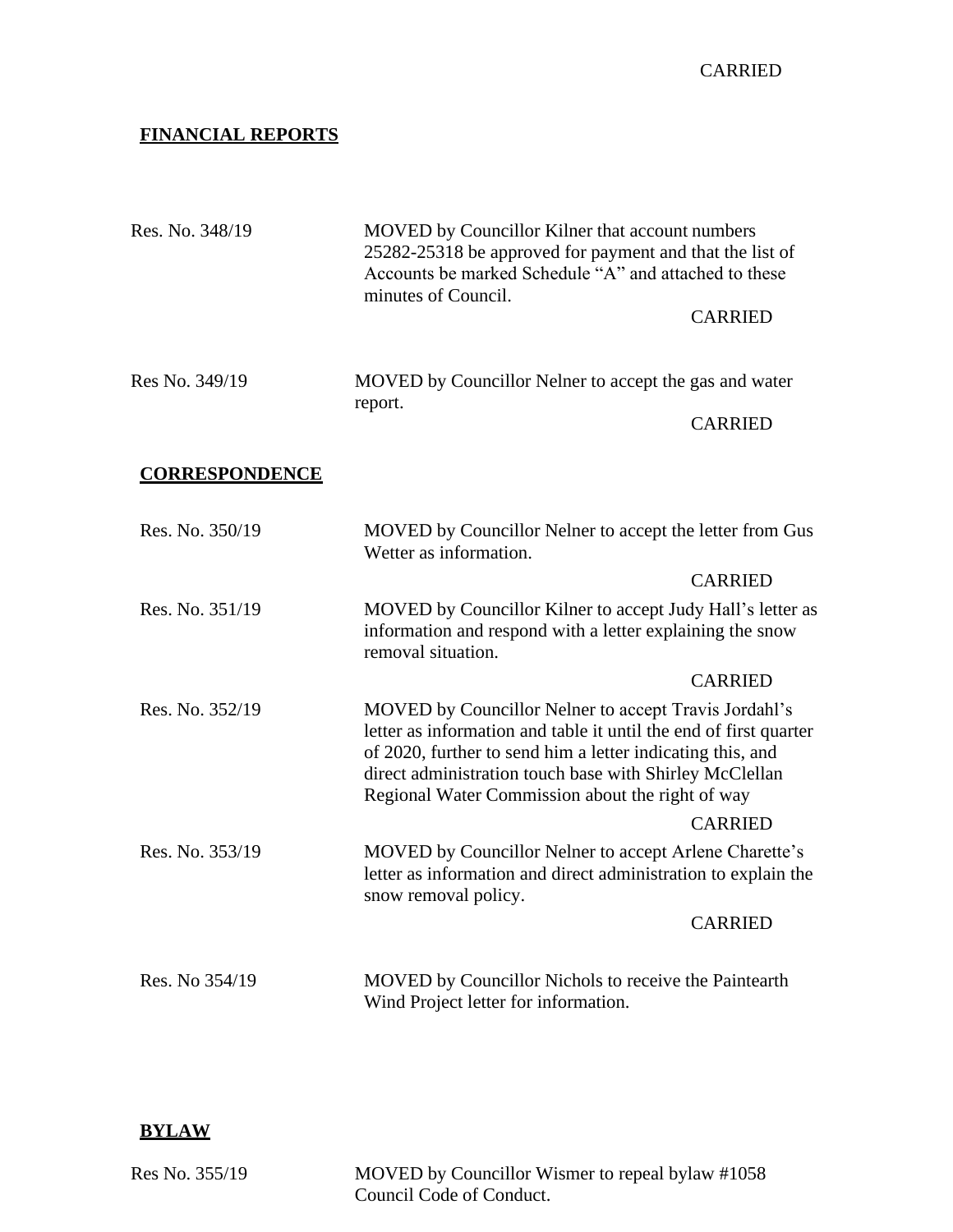CARRIED

## FINANCIAL REPORTS

Res. No. 348/19 MOVED by Councillor Kilner that account numbers 25282-25318 be approved for payment and that the list of Accounts be marked Schedule "A" and attached to these minutes of Council.

CARRIED

Res No. 349/19 MOVED by Councillor Nelner to accept the gas and water report.

CARRIED

## CORRESPONDENCE

Res. No. 350/19 MOVED by Councillor Nelner to accept the letter from Gus Wetter as information.

CARRIED

Res. No. 351/19 MOVED by Councillor Kilner to accept Judy Hall's letter as information and respond with a letter explaining the snow removal situation.

CARRIED

Res. No. 352/19 MOVED by Councillor Nelner to accept Travis Jordahl's letter as information and table it until the end of first quarter of 2020, further to send him a letter indicating this, and direct administration touch base with Shirley McClellan Regional Water Commission about the right of way

CARRIED

Res. No. 353/19 MOVED by Councillor Nelner to accept Arlene Charette's letter as information and direct administration to explain the snow removal policy.

CARRIED

Res. No 354/19 MOVED by Councillor Nichols to receive the Paintearth Wind Project letter for information.

## BYLAW

Res No. 355/19 MOVED by Councillor Wismer to repeal bylaw #1058 Council Code of Conduct.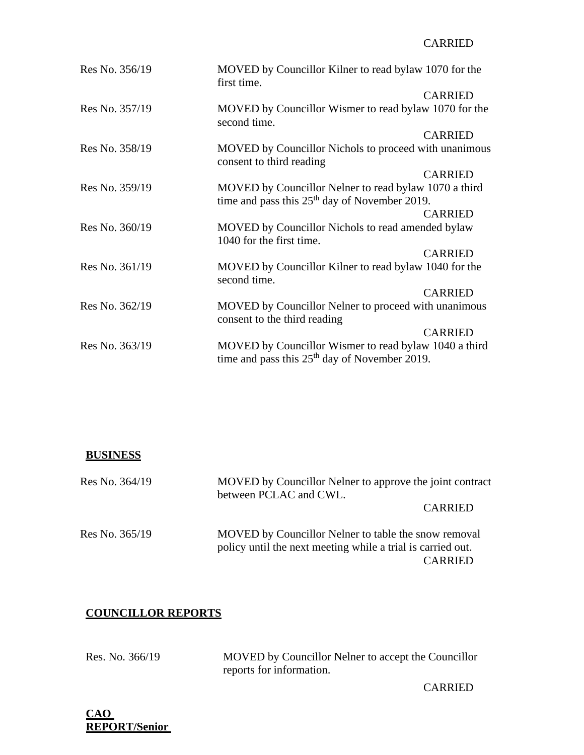CARRIED

| | |
|---|---|
| Res No. 356/19 | MOVED by Councillor Kilner to read bylaw 1070 for the first time. CARRIED |
| Res No. 357/19 | MOVED by Councillor Wismer to read bylaw 1070 for the second time. CARRIED |
| Res No. 358/19 | MOVED by Councillor Nichols to proceed with unanimous consent to third reading CARRIED |
| Res No. 359/19 | MOVED by Councillor Nelner to read bylaw 1070 a third time and pass this 25th day of November 2019. CARRIED |
| Res No. 360/19 | MOVED by Councillor Nichols to read amended bylaw 1040 for the first time. CARRIED |
| Res No. 361/19 | MOVED by Councillor Kilner to read bylaw 1040 for the second time. CARRIED |
| Res No. 362/19 | MOVED by Councillor Nelner to proceed with unanimous consent to the third reading CARRIED |
| Res No. 363/19 | MOVED by Councillor Wismer to read bylaw 1040 a third time and pass this 25th day of November 2019. |

**BUSINESS**

| | |
|---|---|
| Res No. 364/19 | MOVED by Councillor Nelner to approve the joint contract between PCLAC and CWL. CARRIED |
| Res No. 365/19 | MOVED by Councillor Nelner to table the snow removal policy until the next meeting while a trial is carried out. CARRIED |

**COUNCILLOR REPORTS**

| | |
|---|---|
| Res. No. 366/19 | MOVED by Councillor Nelner to accept the Councillor reports for information. CARRIED |

**CAO REPORT/Senior**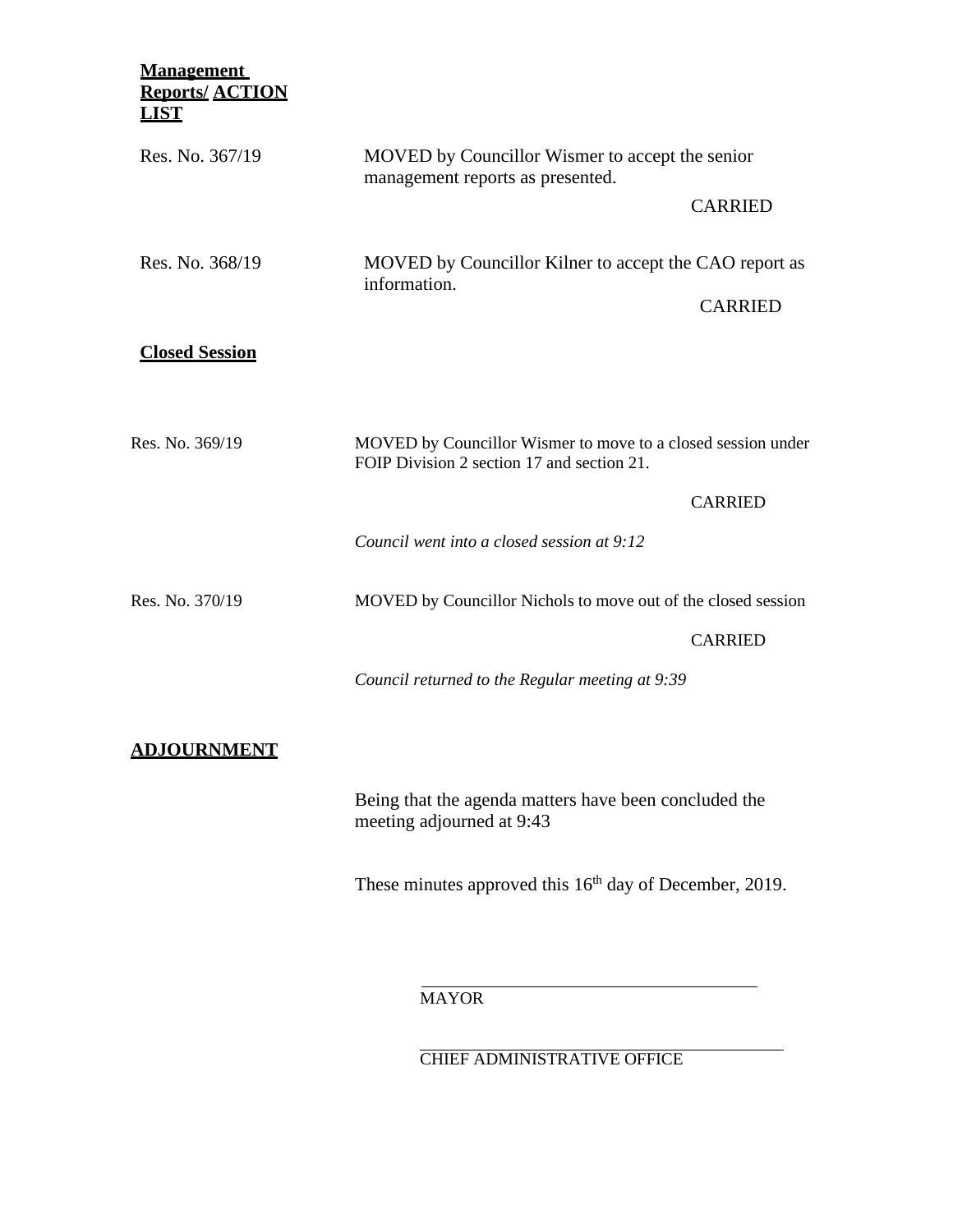**Management Reports/ ACTION LIST**

Res. No. 367/19

MOVED by Councillor Wismer to accept the senior management reports as presented.

CARRIED

Res. No. 368/19

MOVED by Councillor Kilner to accept the CAO report as information.

CARRIED

**Closed Session**

Res. No. 369/19

MOVED by Councillor Wismer to move to a closed session under FOIP Division 2 section 17 and section 21.

CARRIED

*Council went into a closed session at 9:12*

Res. No. 370/19

MOVED by Councillor Nichols to move out of the closed session

CARRIED

*Council returned to the Regular meeting at 9:39*

**ADJOURNMENT**

Being that the agenda matters have been concluded the meeting adjourned at 9:43

These minutes approved this 16th day of December, 2019.

\_\_\_\_\_\_\_\_\_\_\_\_\_\_\_\_\_\_\_\_\_\_\_\_\_\_\_\_\_\_\_\_\_\_\_\_\_\_\_\_

MAYOR

\_\_\_\_\_\_\_\_\_\_\_\_\_\_\_\_\_\_\_\_\_\_\_\_\_\_\_\_\_\_\_\_\_\_\_\_\_\_\_\_

CHIEF ADMINISTRATIVE OFFICE